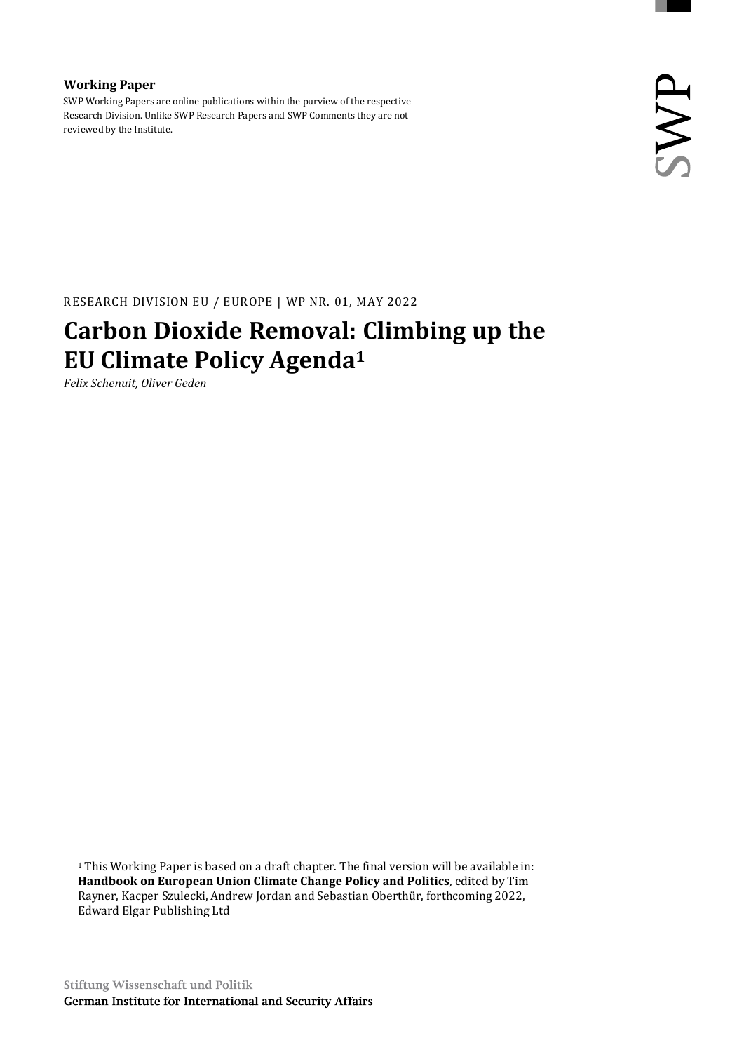**Working Paper**

SWP Working Papers are online publications within the purview of the respective Research Division. Unlike SWP Research Papers and SWP Comments they are not reviewed by the Institute.

SWP

RESEARCH DIVISION EU / EUROPE | WP NR. 01, MAY 2022

# Carbon Dioxide Removal: Climbing up the EU Climate Policy Agenda[1]

*Felix Schenuit, Oliver Geden*

[1] This Working Paper is based on a draft chapter. The final version will be available in: **Handbook on European Union Climate Change Policy and Politics**, edited by Tim Rayner, Kacper Szulecki, Andrew Jordan and Sebastian Oberthür, forthcoming 2022, Edward Elgar Publishing Ltd

Stiftung Wissenschaft und Politik
**German Institute for International and Security Affairs**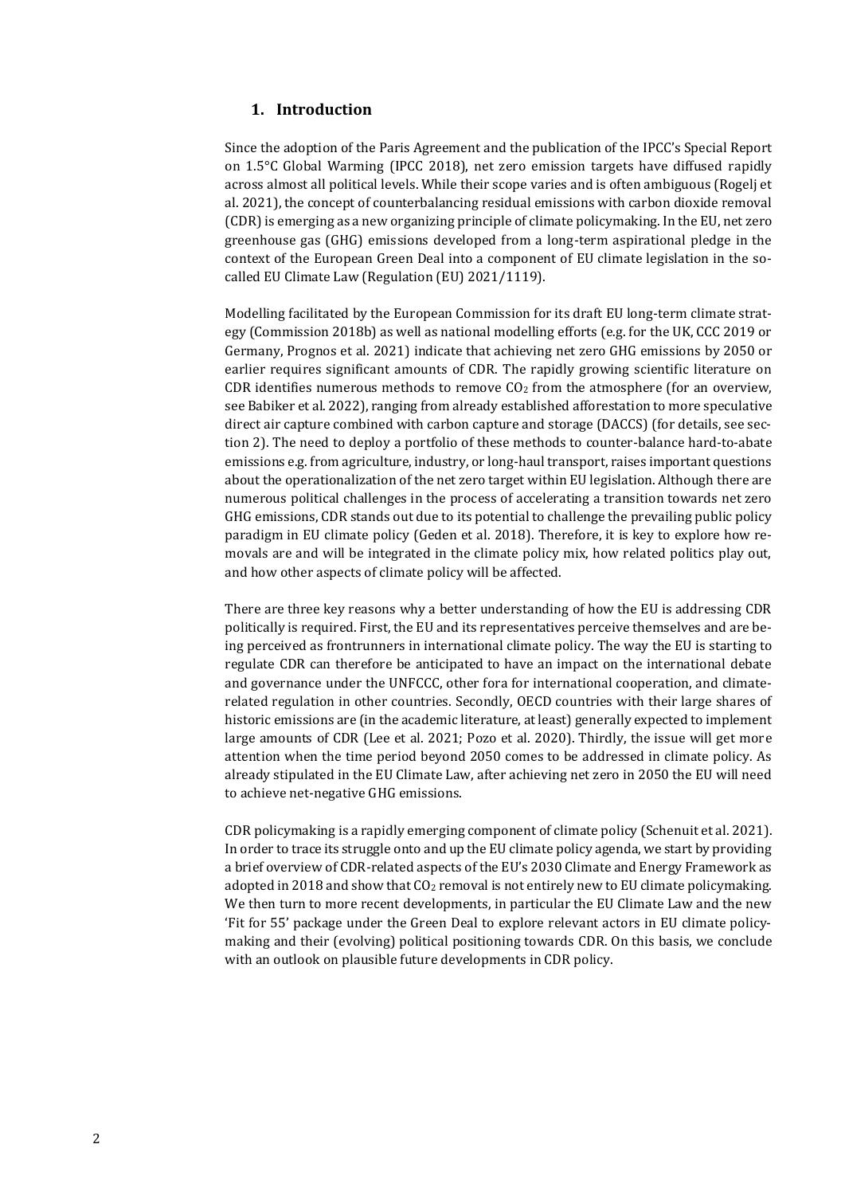## 1. Introduction

Since the adoption of the Paris Agreement and the publication of the IPCC's Special Report on 1.5°C Global Warming (IPCC 2018), net zero emission targets have diffused rapidly across almost all political levels. While their scope varies and is often ambiguous (Rogelj et al. 2021), the concept of counterbalancing residual emissions with carbon dioxide removal (CDR) is emerging as a new organizing principle of climate policymaking. In the EU, net zero greenhouse gas (GHG) emissions developed from a long-term aspirational pledge in the context of the European Green Deal into a component of EU climate legislation in the so-called EU Climate Law (Regulation (EU) 2021/1119).

Modelling facilitated by the European Commission for its draft EU long-term climate strategy (Commission 2018b) as well as national modelling efforts (e.g. for the UK, CCC 2019 or Germany, Prognos et al. 2021) indicate that achieving net zero GHG emissions by 2050 or earlier requires significant amounts of CDR. The rapidly growing scientific literature on CDR identifies numerous methods to remove $CO_2$ from the atmosphere (for an overview, see Babiker et al. 2022), ranging from already established afforestation to more speculative direct air capture combined with carbon capture and storage (DACCS) (for details, see section 2). The need to deploy a portfolio of these methods to counter-balance hard-to-abate emissions e.g. from agriculture, industry, or long-haul transport, raises important questions about the operationalization of the net zero target within EU legislation. Although there are numerous political challenges in the process of accelerating a transition towards net zero GHG emissions, CDR stands out due to its potential to challenge the prevailing public policy paradigm in EU climate policy (Geden et al. 2018). Therefore, it is key to explore how removals are and will be integrated in the climate policy mix, how related politics play out, and how other aspects of climate policy will be affected.

There are three key reasons why a better understanding of how the EU is addressing CDR politically is required. First, the EU and its representatives perceive themselves and are being perceived as frontrunners in international climate policy. The way the EU is starting to regulate CDR can therefore be anticipated to have an impact on the international debate and governance under the UNFCCC, other fora for international cooperation, and climate-related regulation in other countries. Secondly, OECD countries with their large shares of historic emissions are (in the academic literature, at least) generally expected to implement large amounts of CDR (Lee et al. 2021; Pozo et al. 2020). Thirdly, the issue will get more attention when the time period beyond 2050 comes to be addressed in climate policy. As already stipulated in the EU Climate Law, after achieving net zero in 2050 the EU will need to achieve net-negative GHG emissions.

CDR policymaking is a rapidly emerging component of climate policy (Schenuit et al. 2021). In order to trace its struggle onto and up the EU climate policy agenda, we start by providing a brief overview of CDR-related aspects of the EU's 2030 Climate and Energy Framework as adopted in 2018 and show that $CO_2$ removal is not entirely new to EU climate policymaking. We then turn to more recent developments, in particular the EU Climate Law and the new 'Fit for 55' package under the Green Deal to explore relevant actors in EU climate policymaking and their (evolving) political positioning towards CDR. On this basis, we conclude with an outlook on plausible future developments in CDR policy.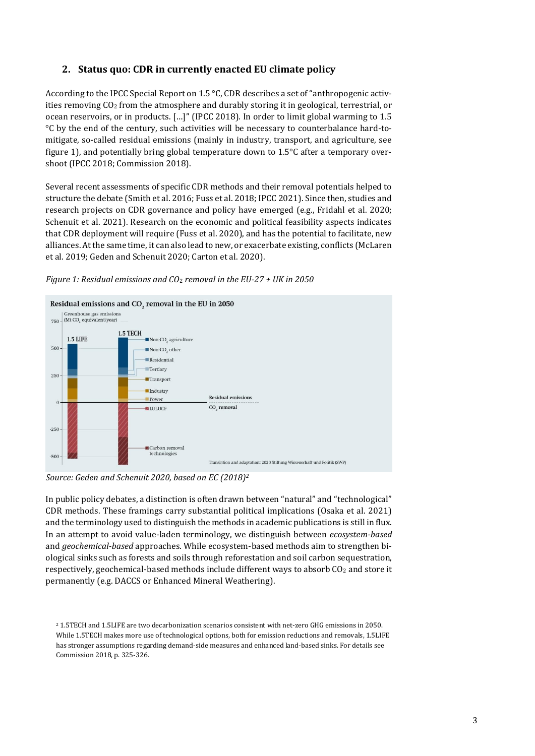## 2. Status quo: CDR in currently enacted EU climate policy

According to the IPCC Special Report on 1.5 °C, CDR describes a set of "anthropogenic activities removing $CO_2$ from the atmosphere and durably storing it in geological, terrestrial, or ocean reservoirs, or in products. […]" (IPCC 2018). In order to limit global warming to 1.5 °C by the end of the century, such activities will be necessary to counterbalance hard-to-mitigate, so-called residual emissions (mainly in industry, transport, and agriculture, see figure 1), and potentially bring global temperature down to 1.5°C after a temporary overshoot (IPCC 2018; Commission 2018).

Several recent assessments of specific CDR methods and their removal potentials helped to structure the debate (Smith et al. 2016; Fuss et al. 2018; IPCC 2021). Since then, studies and research projects on CDR governance and policy have emerged (e.g., Fridahl et al. 2020; Schenuit et al. 2021). Research on the economic and political feasibility aspects indicates that CDR deployment will require (Fuss et al. 2020), and has the potential to facilitate, new alliances. At the same time, it can also lead to new, or exacerbate existing, conflicts (McLaren et al. 2019; Geden and Schenuit 2020; Carton et al. 2020).

*Figure 1: Residual emissions and $CO_2$ removal in the EU-27 + UK in 2050*

*Source: Geden and Schenuit 2020, based on EC (2018)*[2]

In public policy debates, a distinction is often drawn between "natural" and "technological" CDR methods. These framings carry substantial political implications (Osaka et al. 2021) and the terminology used to distinguish the methods in academic publications is still in flux. In an attempt to avoid value-laden terminology, we distinguish between *ecosystem-based* and *geochemical-based* approaches. While ecosystem-based methods aim to strengthen biological sinks such as forests and soils through reforestation and soil carbon sequestration, respectively, geochemical-based methods include different ways to absorb $CO_2$ and store it permanently (e.g. DACCS or Enhanced Mineral Weathering).

[2] 1.5TECH and 1.5LIFE are two decarbonization scenarios consistent with net-zero GHG emissions in 2050. While 1.5TECH makes more use of technological options, both for emission reductions and removals, 1.5LIFE has stronger assumptions regarding demand-side measures and enhanced land-based sinks. For details see Commission 2018, p. 325-326.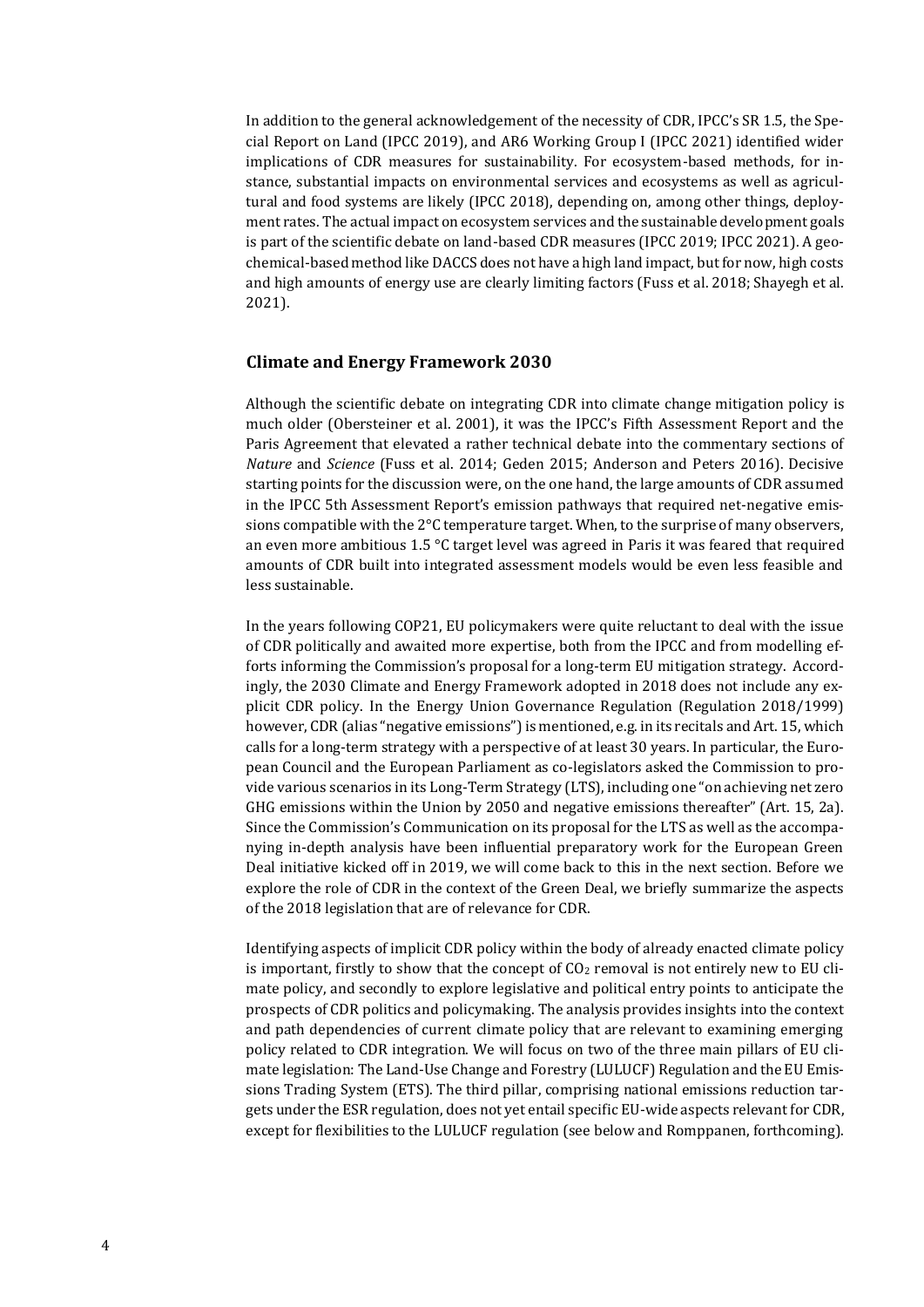In addition to the general acknowledgement of the necessity of CDR, IPCC's SR 1.5, the Special Report on Land (IPCC 2019), and AR6 Working Group I (IPCC 2021) identified wider implications of CDR measures for sustainability. For ecosystem-based methods, for instance, substantial impacts on environmental services and ecosystems as well as agricultural and food systems are likely (IPCC 2018), depending on, among other things, deployment rates. The actual impact on ecosystem services and the sustainable development goals is part of the scientific debate on land-based CDR measures (IPCC 2019; IPCC 2021). A geochemical-based method like DACCS does not have a high land impact, but for now, high costs and high amounts of energy use are clearly limiting factors (Fuss et al. 2018; Shayegh et al. 2021).

## Climate and Energy Framework 2030

Although the scientific debate on integrating CDR into climate change mitigation policy is much older (Obersteiner et al. 2001), it was the IPCC's Fifth Assessment Report and the Paris Agreement that elevated a rather technical debate into the commentary sections of *Nature* and *Science* (Fuss et al. 2014; Geden 2015; Anderson and Peters 2016). Decisive starting points for the discussion were, on the one hand, the large amounts of CDR assumed in the IPCC 5th Assessment Report's emission pathways that required net-negative emissions compatible with the 2°C temperature target. When, to the surprise of many observers, an even more ambitious 1.5 °C target level was agreed in Paris it was feared that required amounts of CDR built into integrated assessment models would be even less feasible and less sustainable.

In the years following COP21, EU policymakers were quite reluctant to deal with the issue of CDR politically and awaited more expertise, both from the IPCC and from modelling efforts informing the Commission's proposal for a long-term EU mitigation strategy. Accordingly, the 2030 Climate and Energy Framework adopted in 2018 does not include any explicit CDR policy. In the Energy Union Governance Regulation (Regulation 2018/1999) however, CDR (alias "negative emissions") is mentioned, e.g. in its recitals and Art. 15, which calls for a long-term strategy with a perspective of at least 30 years. In particular, the European Council and the European Parliament as co-legislators asked the Commission to provide various scenarios in its Long-Term Strategy (LTS), including one "on achieving net zero GHG emissions within the Union by 2050 and negative emissions thereafter" (Art. 15, 2a). Since the Commission's Communication on its proposal for the LTS as well as the accompanying in-depth analysis have been influential preparatory work for the European Green Deal initiative kicked off in 2019, we will come back to this in the next section. Before we explore the role of CDR in the context of the Green Deal, we briefly summarize the aspects of the 2018 legislation that are of relevance for CDR.

Identifying aspects of implicit CDR policy within the body of already enacted climate policy is important, firstly to show that the concept of $CO_2$ removal is not entirely new to EU climate policy, and secondly to explore legislative and political entry points to anticipate the prospects of CDR politics and policymaking. The analysis provides insights into the context and path dependencies of current climate policy that are relevant to examining emerging policy related to CDR integration. We will focus on two of the three main pillars of EU climate legislation: The Land-Use Change and Forestry (LULUCF) Regulation and the EU Emissions Trading System (ETS). The third pillar, comprising national emissions reduction targets under the ESR regulation, does not yet entail specific EU-wide aspects relevant for CDR, except for flexibilities to the LULUCF regulation (see below and Romppanen, forthcoming).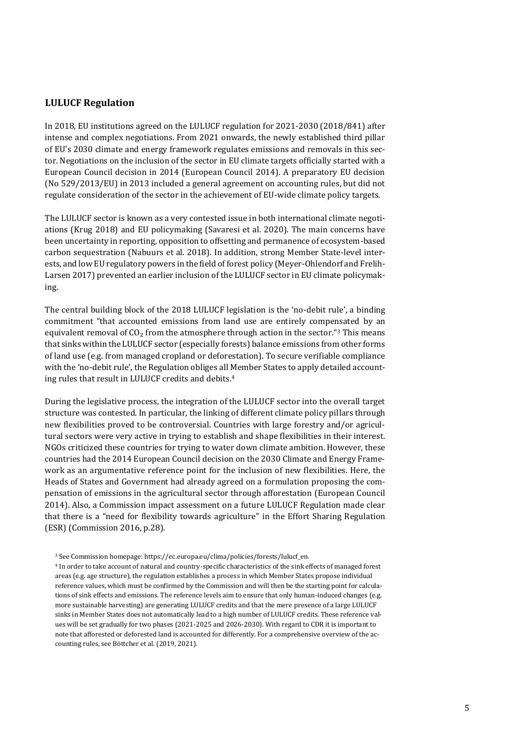## LULUCF Regulation

In 2018, EU institutions agreed on the LULUCF regulation for 2021-2030 (2018/841) after intense and complex negotiations. From 2021 onwards, the newly established third pillar of EU's 2030 climate and energy framework regulates emissions and removals in this sector. Negotiations on the inclusion of the sector in EU climate targets officially started with a European Council decision in 2014 (European Council 2014). A preparatory EU decision (No 529/2013/EU) in 2013 included a general agreement on accounting rules, but did not regulate consideration of the sector in the achievement of EU-wide climate policy targets.

The LULUCF sector is known as a very contested issue in both international climate negotiations (Krug 2018) and EU policymaking (Savaresi et al. 2020). The main concerns have been uncertainty in reporting, opposition to offsetting and permanence of ecosystem-based carbon sequestration (Nabuurs et al. 2018). In addition, strong Member State-level interests, and low EU regulatory powers in the field of forest policy (Meyer-Ohlendorf and Frelih-Larsen 2017) prevented an earlier inclusion of the LULUCF sector in EU climate policymaking.

The central building block of the 2018 LULUCF legislation is the 'no-debit rule', a binding commitment "that accounted emissions from land use are entirely compensated by an equivalent removal of $CO_2$ from the atmosphere through action in the sector."[3] This means that sinks within the LULUCF sector (especially forests) balance emissions from other forms of land use (e.g. from managed cropland or deforestation). To secure verifiable compliance with the 'no-debit rule', the Regulation obliges all Member States to apply detailed accounting rules that result in LULUCF credits and debits.[4]

During the legislative process, the integration of the LULUCF sector into the overall target structure was contested. In particular, the linking of different climate policy pillars through new flexibilities proved to be controversial. Countries with large forestry and/or agricultural sectors were very active in trying to establish and shape flexibilities in their interest. NGOs criticized these countries for trying to water down climate ambition. However, these countries had the 2014 European Council decision on the 2030 Climate and Energy Framework as an argumentative reference point for the inclusion of new flexibilities. Here, the Heads of States and Government had already agreed on a formulation proposing the compensation of emissions in the agricultural sector through afforestation (European Council 2014). Also, a Commission impact assessment on a future LULUCF Regulation made clear that there is a "need for flexibility towards agriculture" in the Effort Sharing Regulation (ESR) (Commission 2016, p.28).

[3] See Commission homepage: https://ec.europa.eu/clima/policies/forests/lulucf_en.

[4] In order to take account of natural and country-specific characteristics of the sink effects of managed forest areas (e.g. age structure), the regulation establishes a process in which Member States propose individual reference values, which must be confirmed by the Commission and will then be the starting point for calculations of sink effects and emissions. The reference levels aim to ensure that only human-induced changes (e.g. more sustainable harvesting) are generating LULUCF credits and that the mere presence of a large LULUCF sinks in Member States does not automatically lead to a high number of LULUCF credits. These reference values will be set gradually for two phases (2021-2025 and 2026-2030). With regard to CDR it is important to note that afforested or deforested land is accounted for differently. For a comprehensive overview of the accounting rules, see Böttcher et al. (2019, 2021).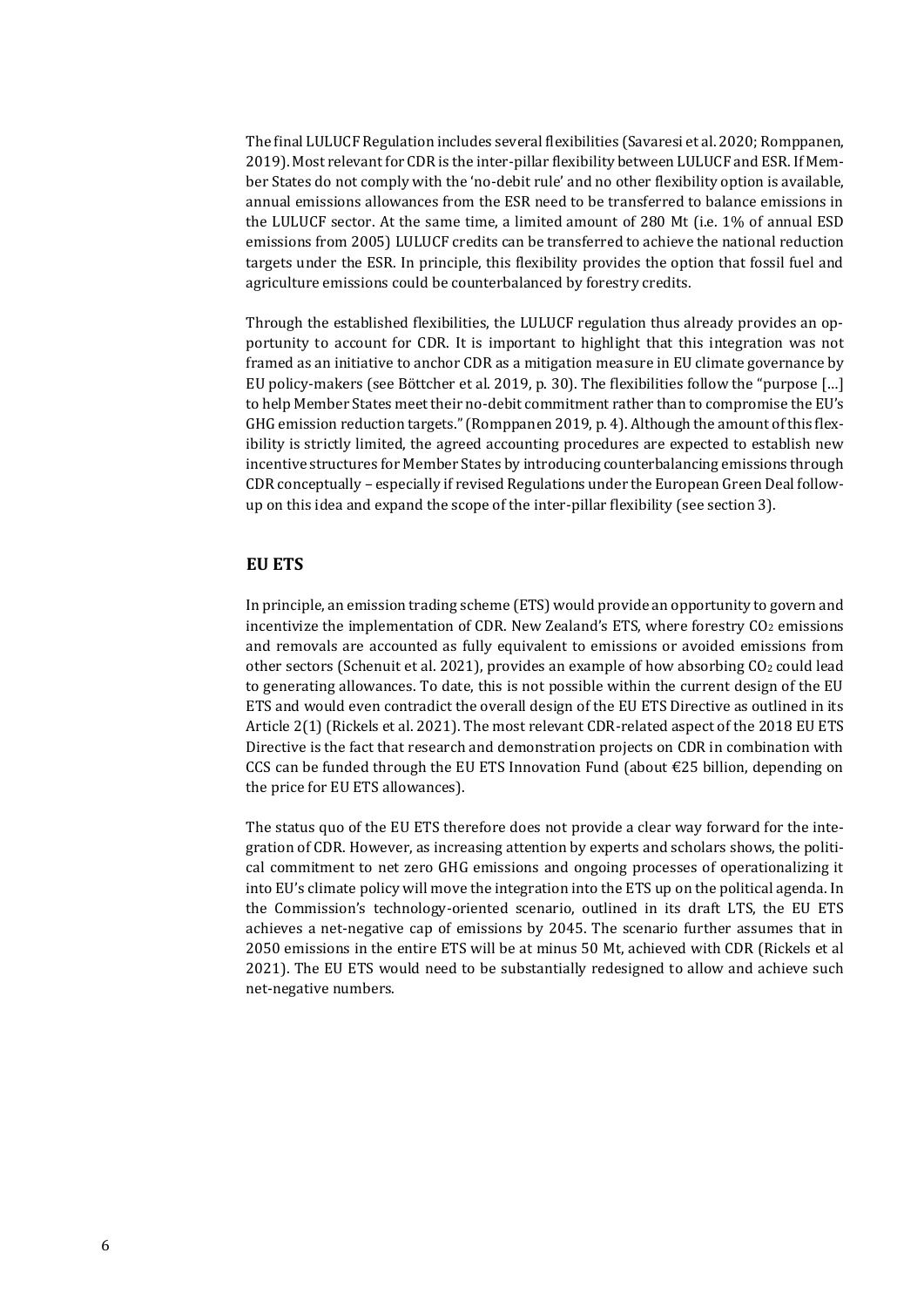The final LULUCF Regulation includes several flexibilities (Savaresi et al. 2020; Romppanen, 2019). Most relevant for CDR is the inter-pillar flexibility between LULUCF and ESR. If Member States do not comply with the 'no-debit rule' and no other flexibility option is available, annual emissions allowances from the ESR need to be transferred to balance emissions in the LULUCF sector. At the same time, a limited amount of 280 Mt (i.e. 1% of annual ESD emissions from 2005) LULUCF credits can be transferred to achieve the national reduction targets under the ESR. In principle, this flexibility provides the option that fossil fuel and agriculture emissions could be counterbalanced by forestry credits.

Through the established flexibilities, the LULUCF regulation thus already provides an opportunity to account for CDR. It is important to highlight that this integration was not framed as an initiative to anchor CDR as a mitigation measure in EU climate governance by EU policy-makers (see Böttcher et al. 2019, p. 30). The flexibilities follow the "purpose […] to help Member States meet their no-debit commitment rather than to compromise the EU's GHG emission reduction targets." (Romppanen 2019, p. 4). Although the amount of this flexibility is strictly limited, the agreed accounting procedures are expected to establish new incentive structures for Member States by introducing counterbalancing emissions through CDR conceptually – especially if revised Regulations under the European Green Deal follow-up on this idea and expand the scope of the inter-pillar flexibility (see section 3).

## EU ETS

In principle, an emission trading scheme (ETS) would provide an opportunity to govern and incentivize the implementation of CDR. New Zealand's ETS, where forestry $CO_2$ emissions and removals are accounted as fully equivalent to emissions or avoided emissions from other sectors (Schenuit et al. 2021), provides an example of how absorbing $CO_2$ could lead to generating allowances. To date, this is not possible within the current design of the EU ETS and would even contradict the overall design of the EU ETS Directive as outlined in its Article 2(1) (Rickels et al. 2021). The most relevant CDR-related aspect of the 2018 EU ETS Directive is the fact that research and demonstration projects on CDR in combination with CCS can be funded through the EU ETS Innovation Fund (about €25 billion, depending on the price for EU ETS allowances).

The status quo of the EU ETS therefore does not provide a clear way forward for the integration of CDR. However, as increasing attention by experts and scholars shows, the political commitment to net zero GHG emissions and ongoing processes of operationalizing it into EU's climate policy will move the integration into the ETS up on the political agenda. In the Commission's technology-oriented scenario, outlined in its draft LTS, the EU ETS achieves a net-negative cap of emissions by 2045. The scenario further assumes that in 2050 emissions in the entire ETS will be at minus 50 Mt, achieved with CDR (Rickels et al 2021). The EU ETS would need to be substantially redesigned to allow and achieve such net-negative numbers.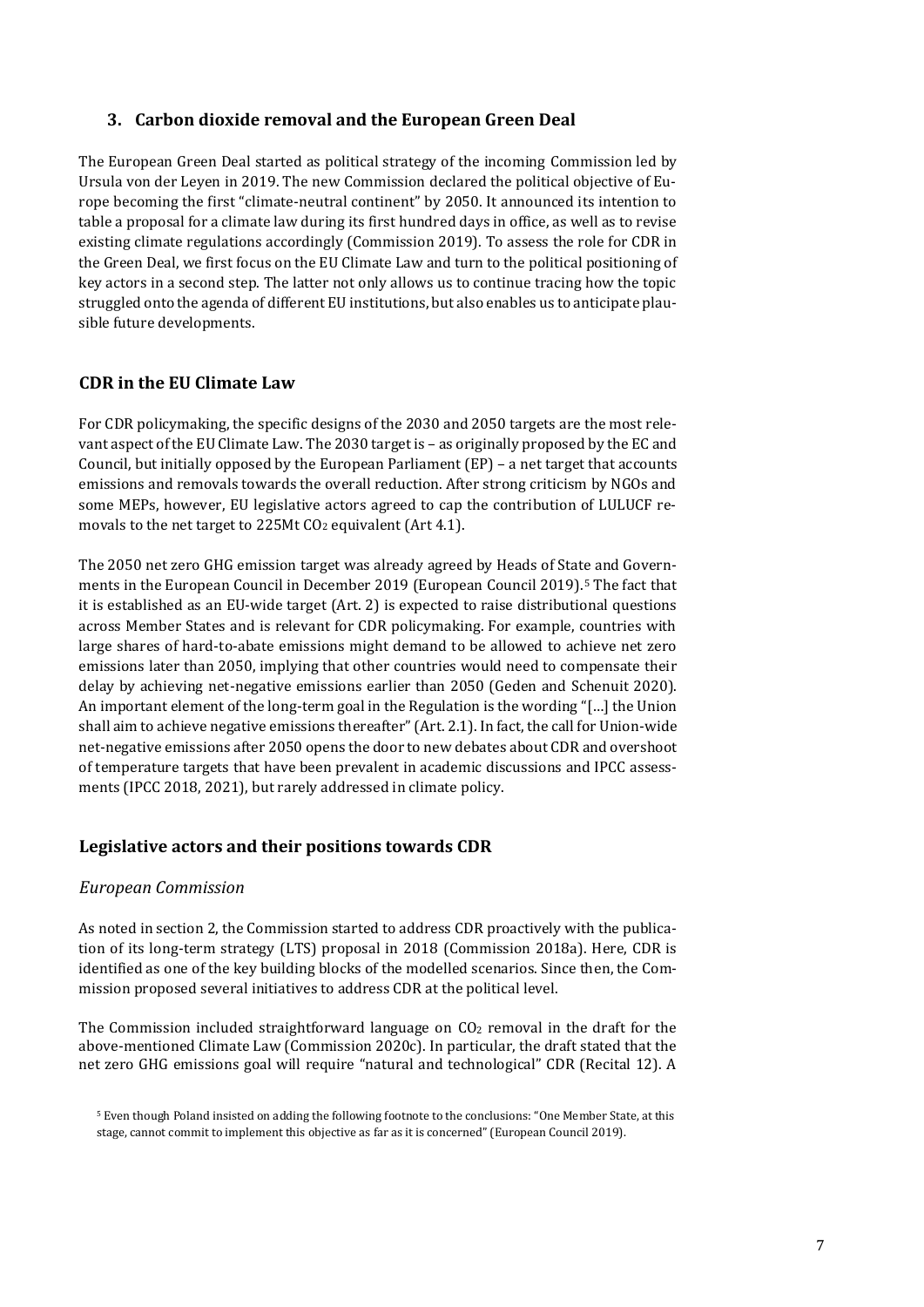## 3. Carbon dioxide removal and the European Green Deal

The European Green Deal started as political strategy of the incoming Commission led by Ursula von der Leyen in 2019. The new Commission declared the political objective of Europe becoming the first "climate-neutral continent" by 2050. It announced its intention to table a proposal for a climate law during its first hundred days in office, as well as to revise existing climate regulations accordingly (Commission 2019). To assess the role for CDR in the Green Deal, we first focus on the EU Climate Law and turn to the political positioning of key actors in a second step. The latter not only allows us to continue tracing how the topic struggled onto the agenda of different EU institutions, but also enables us to anticipate plausible future developments.

### CDR in the EU Climate Law

For CDR policymaking, the specific designs of the 2030 and 2050 targets are the most relevant aspect of the EU Climate Law. The 2030 target is – as originally proposed by the EC and Council, but initially opposed by the European Parliament (EP) – a net target that accounts emissions and removals towards the overall reduction. After strong criticism by NGOs and some MEPs, however, EU legislative actors agreed to cap the contribution of LULUCF removals to the net target to 225Mt $CO_2$ equivalent (Art 4.1).

The 2050 net zero GHG emission target was already agreed by Heads of State and Governments in the European Council in December 2019 (European Council 2019).[5] The fact that it is established as an EU-wide target (Art. 2) is expected to raise distributional questions across Member States and is relevant for CDR policymaking. For example, countries with large shares of hard-to-abate emissions might demand to be allowed to achieve net zero emissions later than 2050, implying that other countries would need to compensate their delay by achieving net-negative emissions earlier than 2050 (Geden and Schenuit 2020). An important element of the long-term goal in the Regulation is the wording "[…] the Union shall aim to achieve negative emissions thereafter" (Art. 2.1). In fact, the call for Union-wide net-negative emissions after 2050 opens the door to new debates about CDR and overshoot of temperature targets that have been prevalent in academic discussions and IPCC assessments (IPCC 2018, 2021), but rarely addressed in climate policy.

### Legislative actors and their positions towards CDR

#### *European Commission*

As noted in section 2, the Commission started to address CDR proactively with the publication of its long-term strategy (LTS) proposal in 2018 (Commission 2018a). Here, CDR is identified as one of the key building blocks of the modelled scenarios. Since then, the Commission proposed several initiatives to address CDR at the political level.

The Commission included straightforward language on $CO_2$ removal in the draft for the above-mentioned Climate Law (Commission 2020c). In particular, the draft stated that the net zero GHG emissions goal will require "natural and technological" CDR (Recital 12). A

[5] Even though Poland insisted on adding the following footnote to the conclusions: "One Member State, at this stage, cannot commit to implement this objective as far as it is concerned" (European Council 2019).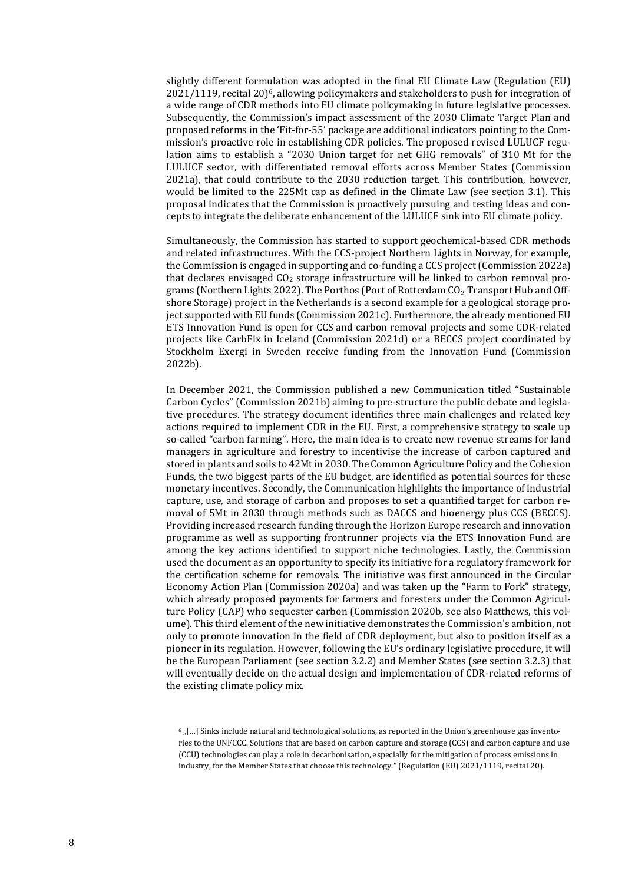slightly different formulation was adopted in the final EU Climate Law (Regulation (EU) 2021/1119, recital 20)[6], allowing policymakers and stakeholders to push for integration of a wide range of CDR methods into EU climate policymaking in future legislative processes. Subsequently, the Commission's impact assessment of the 2030 Climate Target Plan and proposed reforms in the 'Fit-for-55' package are additional indicators pointing to the Commission's proactive role in establishing CDR policies. The proposed revised LULUCF regulation aims to establish a "2030 Union target for net GHG removals" of 310 Mt for the LULUCF sector, with differentiated removal efforts across Member States (Commission 2021a), that could contribute to the 2030 reduction target. This contribution, however, would be limited to the 225Mt cap as defined in the Climate Law (see section 3.1). This proposal indicates that the Commission is proactively pursuing and testing ideas and concepts to integrate the deliberate enhancement of the LULUCF sink into EU climate policy.

Simultaneously, the Commission has started to support geochemical-based CDR methods and related infrastructures. With the CCS-project Northern Lights in Norway, for example, the Commission is engaged in supporting and co-funding a CCS project (Commission 2022a) that declares envisaged $CO_2$ storage infrastructure will be linked to carbon removal programs (Northern Lights 2022). The Porthos (Port of Rotterdam $CO_2$ Transport Hub and Offshore Storage) project in the Netherlands is a second example for a geological storage project supported with EU funds (Commission 2021c). Furthermore, the already mentioned EU ETS Innovation Fund is open for CCS and carbon removal projects and some CDR-related projects like CarbFix in Iceland (Commission 2021d) or a BECCS project coordinated by Stockholm Exergi in Sweden receive funding from the Innovation Fund (Commission 2022b).

In December 2021, the Commission published a new Communication titled "Sustainable Carbon Cycles" (Commission 2021b) aiming to pre-structure the public debate and legislative procedures. The strategy document identifies three main challenges and related key actions required to implement CDR in the EU. First, a comprehensive strategy to scale up so-called "carbon farming". Here, the main idea is to create new revenue streams for land managers in agriculture and forestry to incentivise the increase of carbon captured and stored in plants and soils to 42Mt in 2030. The Common Agriculture Policy and the Cohesion Funds, the two biggest parts of the EU budget, are identified as potential sources for these monetary incentives. Secondly, the Communication highlights the importance of industrial capture, use, and storage of carbon and proposes to set a quantified target for carbon removal of 5Mt in 2030 through methods such as DACCS and bioenergy plus CCS (BECCS). Providing increased research funding through the Horizon Europe research and innovation programme as well as supporting frontrunner projects via the ETS Innovation Fund are among the key actions identified to support niche technologies. Lastly, the Commission used the document as an opportunity to specify its initiative for a regulatory framework for the certification scheme for removals. The initiative was first announced in the Circular Economy Action Plan (Commission 2020a) and was taken up the "Farm to Fork" strategy, which already proposed payments for farmers and foresters under the Common Agriculture Policy (CAP) who sequester carbon (Commission 2020b, see also Matthews, this volume). This third element of the new initiative demonstrates the Commission's ambition, not only to promote innovation in the field of CDR deployment, but also to position itself as a pioneer in its regulation. However, following the EU's ordinary legislative procedure, it will be the European Parliament (see section 3.2.2) and Member States (see section 3.2.3) that will eventually decide on the actual design and implementation of CDR-related reforms of the existing climate policy mix.

[6] „[…] Sinks include natural and technological solutions, as reported in the Union's greenhouse gas inventories to the UNFCCC. Solutions that are based on carbon capture and storage (CCS) and carbon capture and use (CCU) technologies can play a role in decarbonisation, especially for the mitigation of process emissions in industry, for the Member States that choose this technology." (Regulation (EU) 2021/1119, recital 20).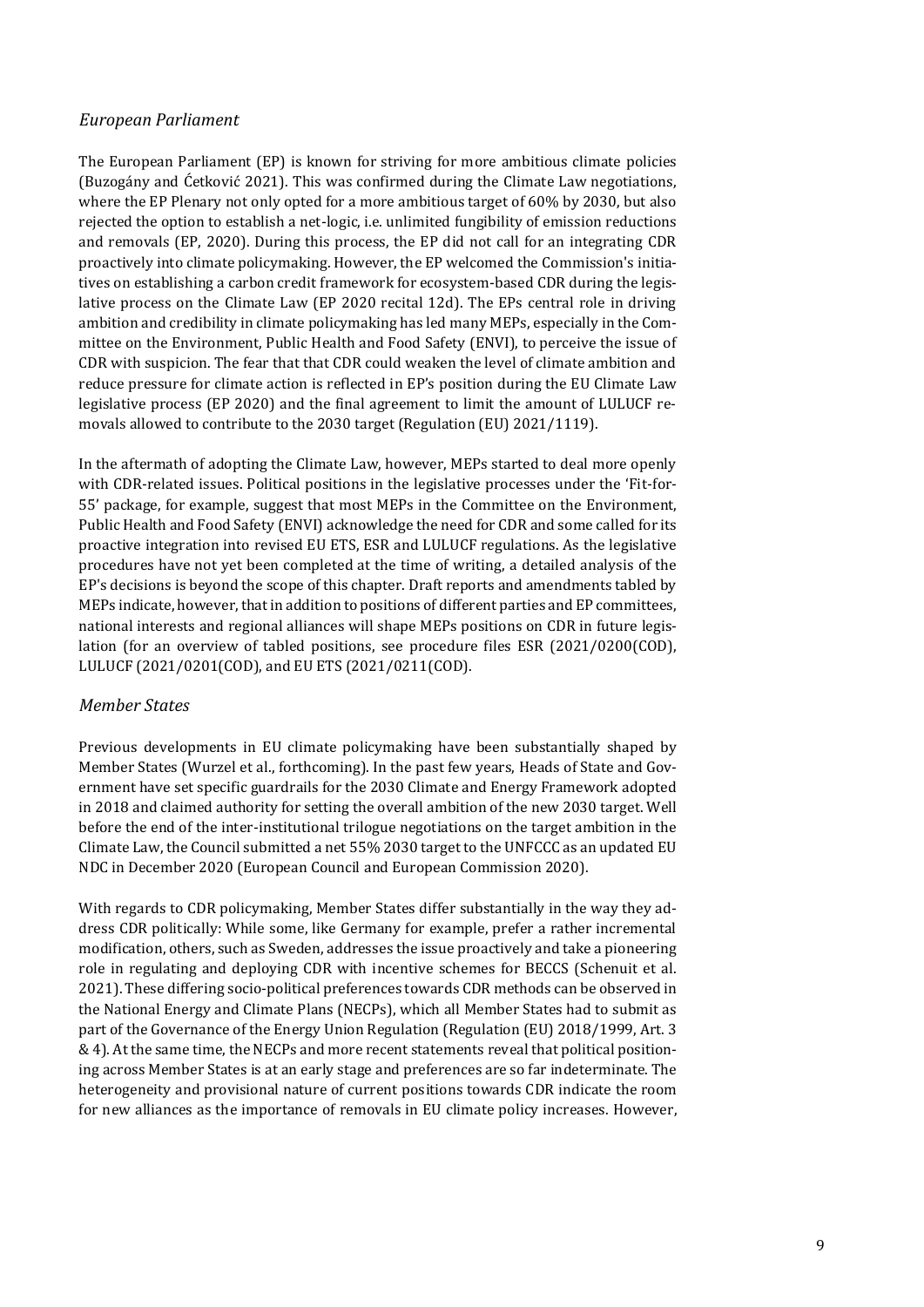### *European Parliament*

The European Parliament (EP) is known for striving for more ambitious climate policies (Buzogány and Ćetković 2021). This was confirmed during the Climate Law negotiations, where the EP Plenary not only opted for a more ambitious target of 60% by 2030, but also rejected the option to establish a net-logic, i.e. unlimited fungibility of emission reductions and removals (EP, 2020). During this process, the EP did not call for an integrating CDR proactively into climate policymaking. However, the EP welcomed the Commission's initiatives on establishing a carbon credit framework for ecosystem-based CDR during the legislative process on the Climate Law (EP 2020 recital 12d). The EPs central role in driving ambition and credibility in climate policymaking has led many MEPs, especially in the Committee on the Environment, Public Health and Food Safety (ENVI), to perceive the issue of CDR with suspicion. The fear that that CDR could weaken the level of climate ambition and reduce pressure for climate action is reflected in EP's position during the EU Climate Law legislative process (EP 2020) and the final agreement to limit the amount of LULUCF removals allowed to contribute to the 2030 target (Regulation (EU) 2021/1119).

In the aftermath of adopting the Climate Law, however, MEPs started to deal more openly with CDR-related issues. Political positions in the legislative processes under the 'Fit-for-55' package, for example, suggest that most MEPs in the Committee on the Environment, Public Health and Food Safety (ENVI) acknowledge the need for CDR and some called for its proactive integration into revised EU ETS, ESR and LULUCF regulations. As the legislative procedures have not yet been completed at the time of writing, a detailed analysis of the EP's decisions is beyond the scope of this chapter. Draft reports and amendments tabled by MEPs indicate, however, that in addition to positions of different parties and EP committees, national interests and regional alliances will shape MEPs positions on CDR in future legislation (for an overview of tabled positions, see procedure files ESR (2021/0200(COD), LULUCF (2021/0201(COD), and EU ETS (2021/0211(COD).

### *Member States*

Previous developments in EU climate policymaking have been substantially shaped by Member States (Wurzel et al., forthcoming). In the past few years, Heads of State and Government have set specific guardrails for the 2030 Climate and Energy Framework adopted in 2018 and claimed authority for setting the overall ambition of the new 2030 target. Well before the end of the inter-institutional trilogue negotiations on the target ambition in the Climate Law, the Council submitted a net 55% 2030 target to the UNFCCC as an updated EU NDC in December 2020 (European Council and European Commission 2020).

With regards to CDR policymaking, Member States differ substantially in the way they address CDR politically: While some, like Germany for example, prefer a rather incremental modification, others, such as Sweden, addresses the issue proactively and take a pioneering role in regulating and deploying CDR with incentive schemes for BECCS (Schenuit et al. 2021). These differing socio-political preferences towards CDR methods can be observed in the National Energy and Climate Plans (NECPs), which all Member States had to submit as part of the Governance of the Energy Union Regulation (Regulation (EU) 2018/1999, Art. 3 & 4). At the same time, the NECPs and more recent statements reveal that political positioning across Member States is at an early stage and preferences are so far indeterminate. The heterogeneity and provisional nature of current positions towards CDR indicate the room for new alliances as the importance of removals in EU climate policy increases. However,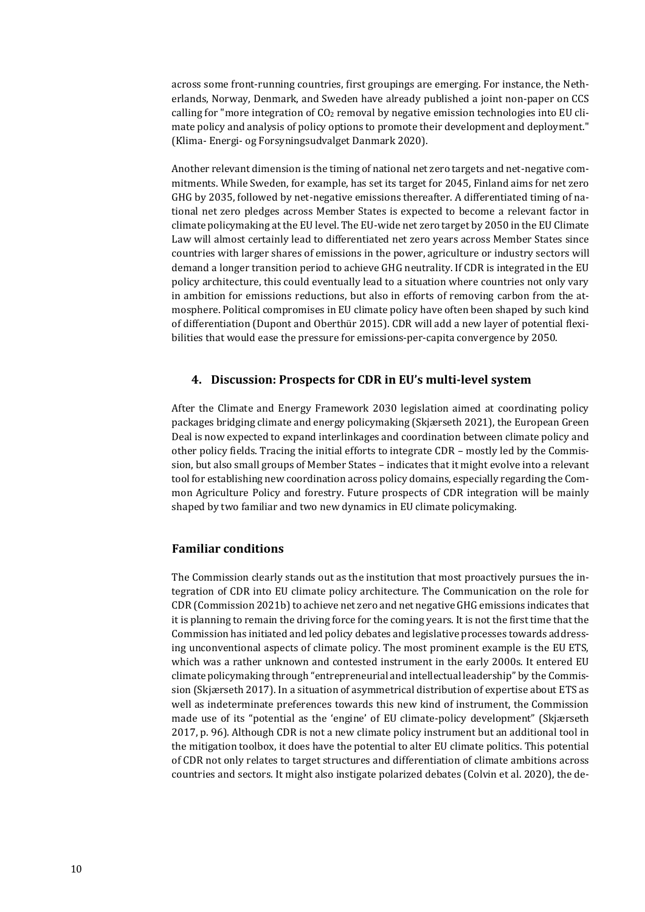across some front-running countries, first groupings are emerging. For instance, the Netherlands, Norway, Denmark, and Sweden have already published a joint non-paper on CCS calling for "more integration of $CO_2$ removal by negative emission technologies into EU climate policy and analysis of policy options to promote their development and deployment." (Klima- Energi- og Forsyningsudvalget Danmark 2020).

Another relevant dimension is the timing of national net zero targets and net-negative commitments. While Sweden, for example, has set its target for 2045, Finland aims for net zero GHG by 2035, followed by net-negative emissions thereafter. A differentiated timing of national net zero pledges across Member States is expected to become a relevant factor in climate policymaking at the EU level. The EU-wide net zero target by 2050 in the EU Climate Law will almost certainly lead to differentiated net zero years across Member States since countries with larger shares of emissions in the power, agriculture or industry sectors will demand a longer transition period to achieve GHG neutrality. If CDR is integrated in the EU policy architecture, this could eventually lead to a situation where countries not only vary in ambition for emissions reductions, but also in efforts of removing carbon from the atmosphere. Political compromises in EU climate policy have often been shaped by such kind of differentiation (Dupont and Oberthür 2015). CDR will add a new layer of potential flexibilities that would ease the pressure for emissions-per-capita convergence by 2050.

## 4. Discussion: Prospects for CDR in EU's multi-level system

After the Climate and Energy Framework 2030 legislation aimed at coordinating policy packages bridging climate and energy policymaking (Skjærseth 2021), the European Green Deal is now expected to expand interlinkages and coordination between climate policy and other policy fields. Tracing the initial efforts to integrate CDR – mostly led by the Commission, but also small groups of Member States – indicates that it might evolve into a relevant tool for establishing new coordination across policy domains, especially regarding the Common Agriculture Policy and forestry. Future prospects of CDR integration will be mainly shaped by two familiar and two new dynamics in EU climate policymaking.

### Familiar conditions

The Commission clearly stands out as the institution that most proactively pursues the integration of CDR into EU climate policy architecture. The Communication on the role for CDR (Commission 2021b) to achieve net zero and net negative GHG emissions indicates that it is planning to remain the driving force for the coming years. It is not the first time that the Commission has initiated and led policy debates and legislative processes towards addressing unconventional aspects of climate policy. The most prominent example is the EU ETS, which was a rather unknown and contested instrument in the early 2000s. It entered EU climate policymaking through "entrepreneurial and intellectual leadership" by the Commission (Skjærseth 2017). In a situation of asymmetrical distribution of expertise about ETS as well as indeterminate preferences towards this new kind of instrument, the Commission made use of its "potential as the 'engine' of EU climate-policy development" (Skjærseth 2017, p. 96). Although CDR is not a new climate policy instrument but an additional tool in the mitigation toolbox, it does have the potential to alter EU climate politics. This potential of CDR not only relates to target structures and differentiation of climate ambitions across countries and sectors. It might also instigate polarized debates (Colvin et al. 2020), the de-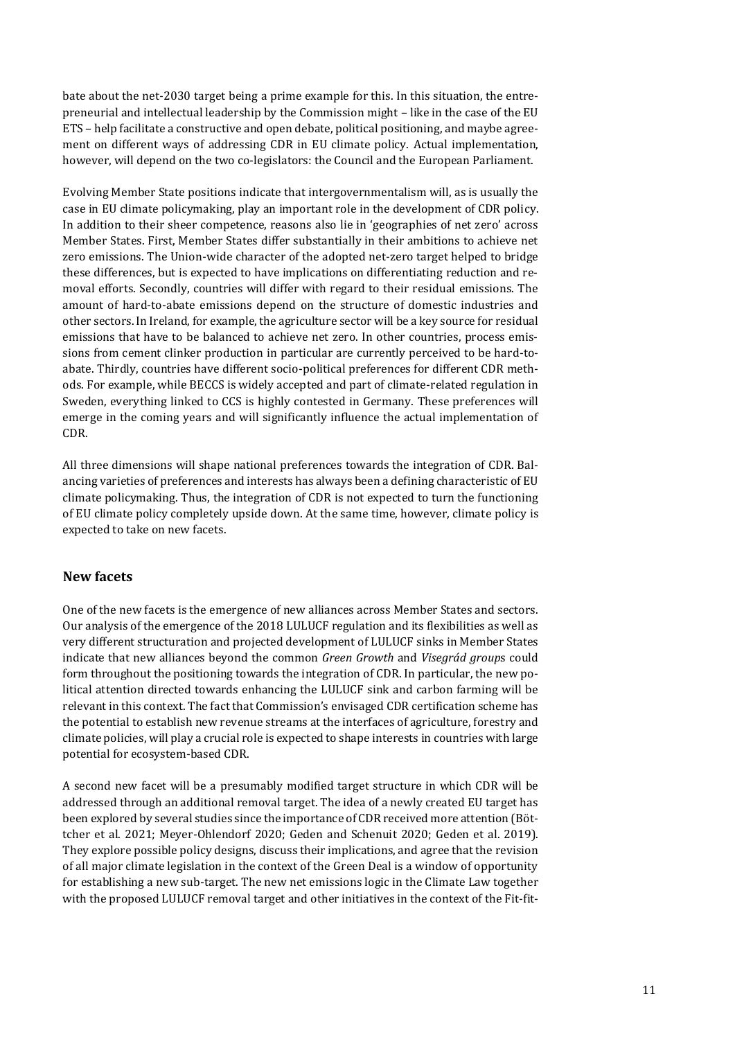bate about the net-2030 target being a prime example for this. In this situation, the entrepreneurial and intellectual leadership by the Commission might – like in the case of the EU ETS – help facilitate a constructive and open debate, political positioning, and maybe agreement on different ways of addressing CDR in EU climate policy. Actual implementation, however, will depend on the two co-legislators: the Council and the European Parliament.

Evolving Member State positions indicate that intergovernmentalism will, as is usually the case in EU climate policymaking, play an important role in the development of CDR policy. In addition to their sheer competence, reasons also lie in 'geographies of net zero' across Member States. First, Member States differ substantially in their ambitions to achieve net zero emissions. The Union-wide character of the adopted net-zero target helped to bridge these differences, but is expected to have implications on differentiating reduction and removal efforts. Secondly, countries will differ with regard to their residual emissions. The amount of hard-to-abate emissions depend on the structure of domestic industries and other sectors. In Ireland, for example, the agriculture sector will be a key source for residual emissions that have to be balanced to achieve net zero. In other countries, process emissions from cement clinker production in particular are currently perceived to be hard-to-abate. Thirdly, countries have different socio-political preferences for different CDR methods. For example, while BECCS is widely accepted and part of climate-related regulation in Sweden, everything linked to CCS is highly contested in Germany. These preferences will emerge in the coming years and will significantly influence the actual implementation of CDR.

All three dimensions will shape national preferences towards the integration of CDR. Balancing varieties of preferences and interests has always been a defining characteristic of EU climate policymaking. Thus, the integration of CDR is not expected to turn the functioning of EU climate policy completely upside down. At the same time, however, climate policy is expected to take on new facets.

## New facets

One of the new facets is the emergence of new alliances across Member States and sectors. Our analysis of the emergence of the 2018 LULUCF regulation and its flexibilities as well as very different structuration and projected development of LULUCF sinks in Member States indicate that new alliances beyond the common *Green Growth* and *Visegrád group*s could form throughout the positioning towards the integration of CDR. In particular, the new political attention directed towards enhancing the LULUCF sink and carbon farming will be relevant in this context. The fact that Commission's envisaged CDR certification scheme has the potential to establish new revenue streams at the interfaces of agriculture, forestry and climate policies, will play a crucial role is expected to shape interests in countries with large potential for ecosystem-based CDR.

A second new facet will be a presumably modified target structure in which CDR will be addressed through an additional removal target. The idea of a newly created EU target has been explored by several studies since the importance of CDR received more attention (Böttcher et al. 2021; Meyer-Ohlendorf 2020; Geden and Schenuit 2020; Geden et al. 2019). They explore possible policy designs, discuss their implications, and agree that the revision of all major climate legislation in the context of the Green Deal is a window of opportunity for establishing a new sub-target. The new net emissions logic in the Climate Law together with the proposed LULUCF removal target and other initiatives in the context of the Fit-fit-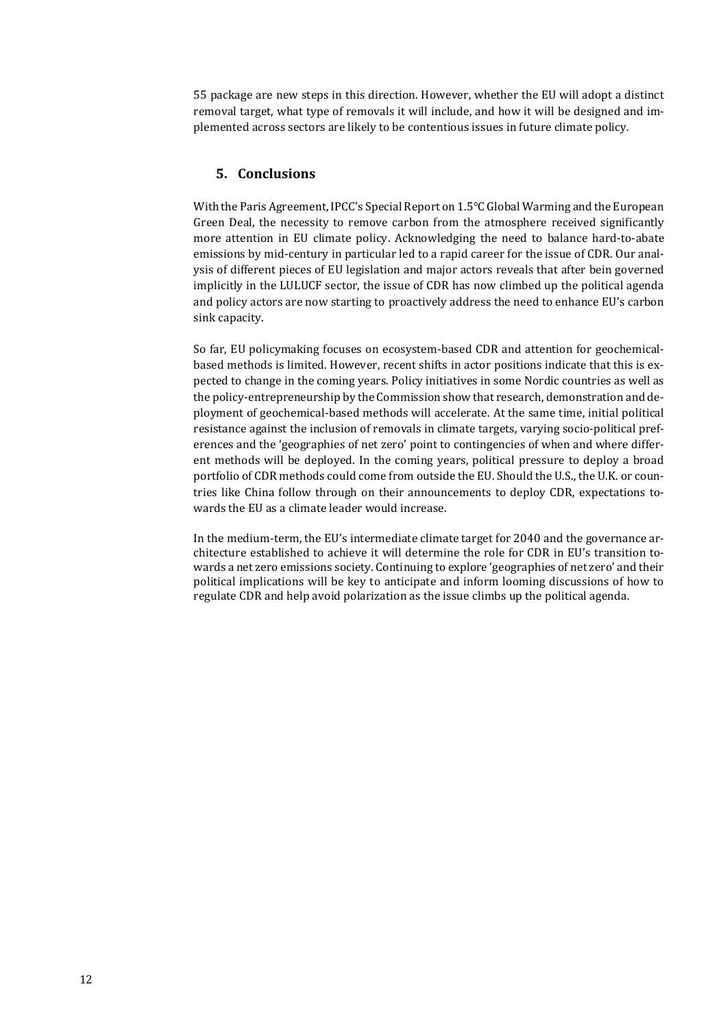55 package are new steps in this direction. However, whether the EU will adopt a distinct removal target, what type of removals it will include, and how it will be designed and implemented across sectors are likely to be contentious issues in future climate policy.

## 5. Conclusions

With the Paris Agreement, IPCC's Special Report on 1.5°C Global Warming and the European Green Deal, the necessity to remove carbon from the atmosphere received significantly more attention in EU climate policy. Acknowledging the need to balance hard-to-abate emissions by mid-century in particular led to a rapid career for the issue of CDR. Our analysis of different pieces of EU legislation and major actors reveals that after bein governed implicitly in the LULUCF sector, the issue of CDR has now climbed up the political agenda and policy actors are now starting to proactively address the need to enhance EU's carbon sink capacity.

So far, EU policymaking focuses on ecosystem-based CDR and attention for geochemical-based methods is limited. However, recent shifts in actor positions indicate that this is expected to change in the coming years. Policy initiatives in some Nordic countries as well as the policy-entrepreneurship by the Commission show that research, demonstration and deployment of geochemical-based methods will accelerate. At the same time, initial political resistance against the inclusion of removals in climate targets, varying socio-political preferences and the 'geographies of net zero' point to contingencies of when and where different methods will be deployed. In the coming years, political pressure to deploy a broad portfolio of CDR methods could come from outside the EU. Should the U.S., the U.K. or countries like China follow through on their announcements to deploy CDR, expectations towards the EU as a climate leader would increase.

In the medium-term, the EU's intermediate climate target for 2040 and the governance architecture established to achieve it will determine the role for CDR in EU's transition towards a net zero emissions society. Continuing to explore 'geographies of net zero' and their political implications will be key to anticipate and inform looming discussions of how to regulate CDR and help avoid polarization as the issue climbs up the political agenda.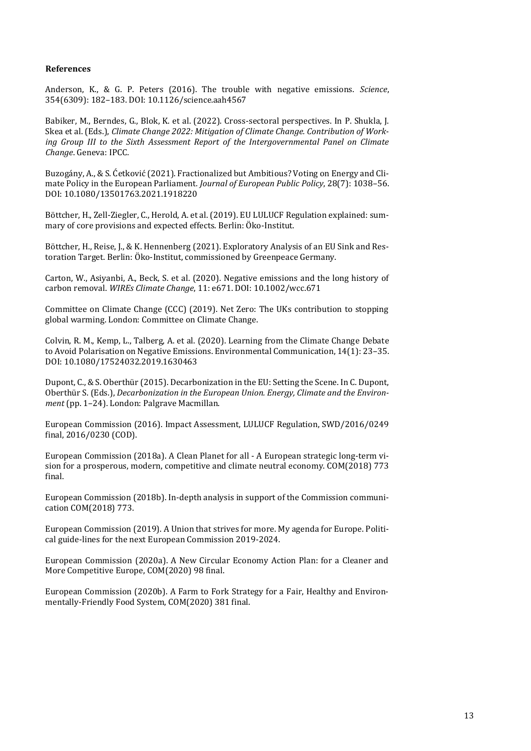**References**

Anderson, K., & G. P. Peters (2016). The trouble with negative emissions. *Science*, 354(6309): 182–183. DOI: 10.1126/science.aah4567

Babiker, M., Berndes, G., Blok, K. et al. (2022). Cross-sectoral perspectives. In P. Shukla, J. Skea et al. (Eds.), *Climate Change 2022: Mitigation of Climate Change. Contribution of Working Group III to the Sixth Assessment Report of the Intergovernmental Panel on Climate Change*. Geneva: IPCC.

Buzogány, A., & S. Ćetković (2021). Fractionalized but Ambitious? Voting on Energy and Climate Policy in the European Parliament. *Journal of European Public Policy*, 28(7): 1038–56. DOI: 10.1080/13501763.2021.1918220

Böttcher, H., Zell-Ziegler, C., Herold, A. et al. (2019). EU LULUCF Regulation explained: summary of core provisions and expected effects. Berlin: Öko-Institut.

Böttcher, H., Reise, J., & K. Hennenberg (2021). Exploratory Analysis of an EU Sink and Restoration Target. Berlin: Öko-Institut, commissioned by Greenpeace Germany.

Carton, W., Asiyanbi, A., Beck, S. et al. (2020). Negative emissions and the long history of carbon removal. *WIREs Climate Change*, 11: e671. DOI: 10.1002/wcc.671

Committee on Climate Change (CCC) (2019). Net Zero: The UKs contribution to stopping global warming. London: Committee on Climate Change.

Colvin, R. M., Kemp, L., Talberg, A. et al. (2020). Learning from the Climate Change Debate to Avoid Polarisation on Negative Emissions. Environmental Communication, 14(1): 23–35. DOI: 10.1080/17524032.2019.1630463

Dupont, C., & S. Oberthür (2015). Decarbonization in the EU: Setting the Scene. In C. Dupont, Oberthür S. (Eds.), *Decarbonization in the European Union. Energy, Climate and the Environment* (pp. 1–24). London: Palgrave Macmillan.

European Commission (2016). Impact Assessment, LULUCF Regulation, SWD/2016/0249 final, 2016/0230 (COD).

European Commission (2018a). A Clean Planet for all - A European strategic long-term vision for a prosperous, modern, competitive and climate neutral economy. COM(2018) 773 final.

European Commission (2018b). In-depth analysis in support of the Commission communication COM(2018) 773.

European Commission (2019). A Union that strives for more. My agenda for Europe. Political guide-lines for the next European Commission 2019-2024.

European Commission (2020a). A New Circular Economy Action Plan: for a Cleaner and More Competitive Europe, COM(2020) 98 final.

European Commission (2020b). A Farm to Fork Strategy for a Fair, Healthy and Environmentally-Friendly Food System, COM(2020) 381 final.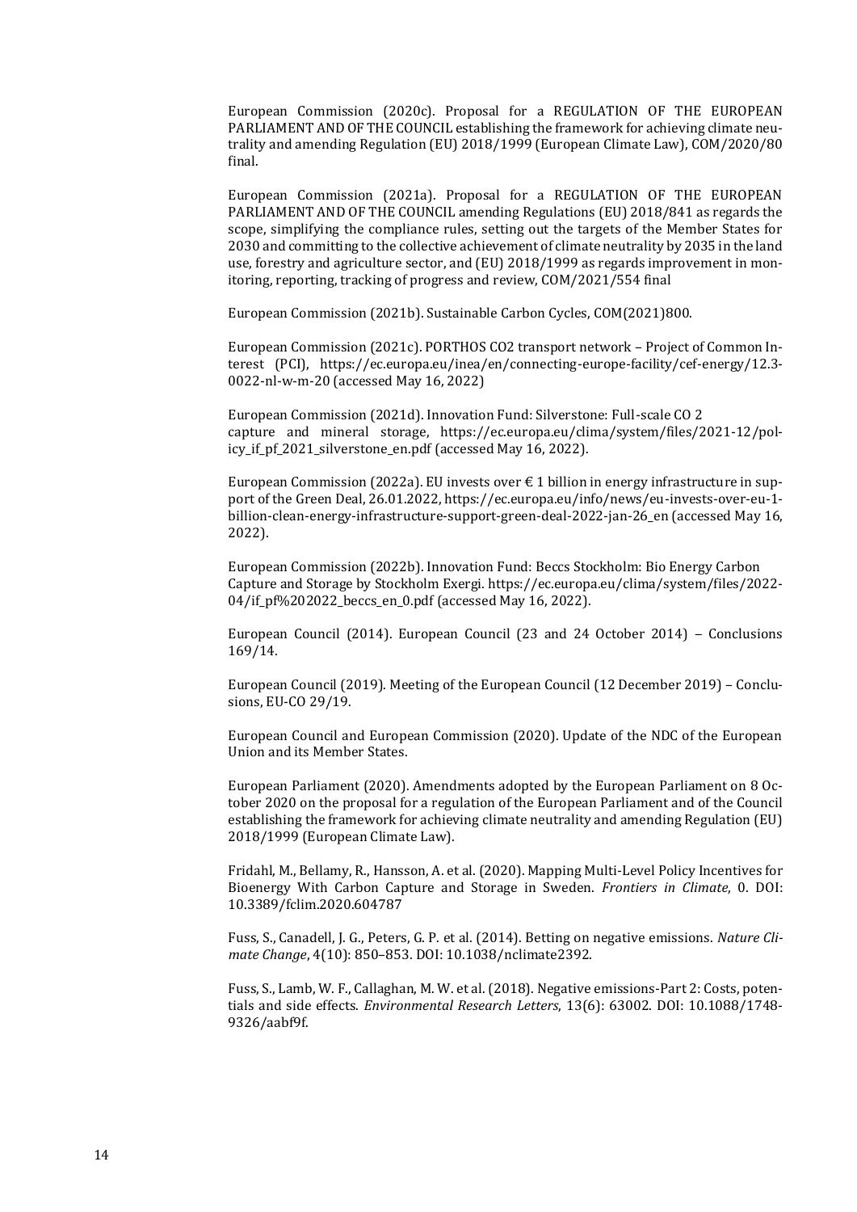European Commission (2020c). Proposal for a REGULATION OF THE EUROPEAN PARLIAMENT AND OF THE COUNCIL establishing the framework for achieving climate neutrality and amending Regulation (EU) 2018/1999 (European Climate Law), COM/2020/80 final.

European Commission (2021a). Proposal for a REGULATION OF THE EUROPEAN PARLIAMENT AND OF THE COUNCIL amending Regulations (EU) 2018/841 as regards the scope, simplifying the compliance rules, setting out the targets of the Member States for 2030 and committing to the collective achievement of climate neutrality by 2035 in the land use, forestry and agriculture sector, and (EU) 2018/1999 as regards improvement in monitoring, reporting, tracking of progress and review, COM/2021/554 final

European Commission (2021b). Sustainable Carbon Cycles, COM(2021)800.

European Commission (2021c). PORTHOS CO2 transport network – Project of Common Interest (PCI), https://ec.europa.eu/inea/en/connecting-europe-facility/cef-energy/12.3-0022-nl-w-m-20 (accessed May 16, 2022)

European Commission (2021d). Innovation Fund: Silverstone: Full-scale CO 2 capture and mineral storage, https://ec.europa.eu/clima/system/files/2021-12/policy_if_pf_2021_silverstone_en.pdf (accessed May 16, 2022).

European Commission (2022a). EU invests over € 1 billion in energy infrastructure in support of the Green Deal, 26.01.2022, https://ec.europa.eu/info/news/eu-invests-over-eu-1-billion-clean-energy-infrastructure-support-green-deal-2022-jan-26_en (accessed May 16, 2022).

European Commission (2022b). Innovation Fund: Beccs Stockholm: Bio Energy Carbon Capture and Storage by Stockholm Exergi. https://ec.europa.eu/clima/system/files/2022-04/if_pf%202022_beccs_en_0.pdf (accessed May 16, 2022).

European Council (2014). European Council (23 and 24 October 2014) – Conclusions 169/14.

European Council (2019). Meeting of the European Council (12 December 2019) – Conclusions, EU-CO 29/19.

European Council and European Commission (2020). Update of the NDC of the European Union and its Member States.

European Parliament (2020). Amendments adopted by the European Parliament on 8 October 2020 on the proposal for a regulation of the European Parliament and of the Council establishing the framework for achieving climate neutrality and amending Regulation (EU) 2018/1999 (European Climate Law).

Fridahl, M., Bellamy, R., Hansson, A. et al. (2020). Mapping Multi-Level Policy Incentives for Bioenergy With Carbon Capture and Storage in Sweden. *Frontiers in Climate*, 0. DOI: 10.3389/fclim.2020.604787

Fuss, S., Canadell, J. G., Peters, G. P. et al. (2014). Betting on negative emissions. *Nature Climate Change*, 4(10): 850–853. DOI: 10.1038/nclimate2392.

Fuss, S., Lamb, W. F., Callaghan, M. W. et al. (2018). Negative emissions-Part 2: Costs, potentials and side effects. *Environmental Research Letters*, 13(6): 63002. DOI: 10.1088/1748-9326/aabf9f.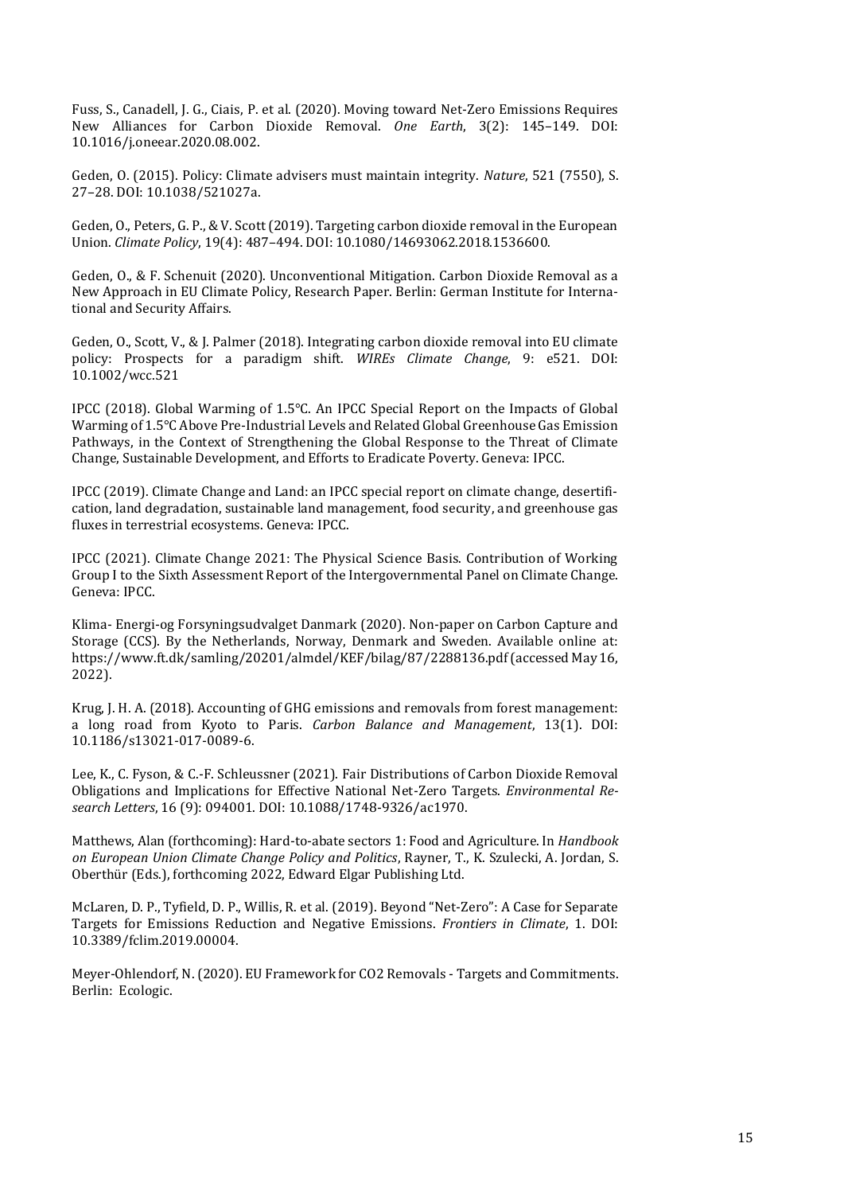Fuss, S., Canadell, J. G., Ciais, P. et al. (2020). Moving toward Net-Zero Emissions Requires New Alliances for Carbon Dioxide Removal. *One Earth*, 3(2): 145–149. DOI: 10.1016/j.oneear.2020.08.002.

Geden, O. (2015). Policy: Climate advisers must maintain integrity. *Nature*, 521 (7550), S. 27–28. DOI: 10.1038/521027a.

Geden, O., Peters, G. P., & V. Scott (2019). Targeting carbon dioxide removal in the European Union. *Climate Policy*, 19(4): 487–494. DOI: 10.1080/14693062.2018.1536600.

Geden, O., & F. Schenuit (2020). Unconventional Mitigation. Carbon Dioxide Removal as a New Approach in EU Climate Policy, Research Paper. Berlin: German Institute for International and Security Affairs.

Geden, O., Scott, V., & J. Palmer (2018). Integrating carbon dioxide removal into EU climate policy: Prospects for a paradigm shift. *WIREs Climate Change*, 9: e521. DOI: 10.1002/wcc.521

IPCC (2018). Global Warming of 1.5°C. An IPCC Special Report on the Impacts of Global Warming of 1.5°C Above Pre-Industrial Levels and Related Global Greenhouse Gas Emission Pathways, in the Context of Strengthening the Global Response to the Threat of Climate Change, Sustainable Development, and Efforts to Eradicate Poverty. Geneva: IPCC.

IPCC (2019). Climate Change and Land: an IPCC special report on climate change, desertification, land degradation, sustainable land management, food security, and greenhouse gas fluxes in terrestrial ecosystems. Geneva: IPCC.

IPCC (2021). Climate Change 2021: The Physical Science Basis. Contribution of Working Group I to the Sixth Assessment Report of the Intergovernmental Panel on Climate Change. Geneva: IPCC.

Klima- Energi-og Forsyningsudvalget Danmark (2020). Non-paper on Carbon Capture and Storage (CCS). By the Netherlands, Norway, Denmark and Sweden. Available online at: https://www.ft.dk/samling/20201/almdel/KEF/bilag/87/2288136.pdf (accessed May 16, 2022).

Krug, J. H. A. (2018). Accounting of GHG emissions and removals from forest management: a long road from Kyoto to Paris. *Carbon Balance and Management*, 13(1). DOI: 10.1186/s13021-017-0089-6.

Lee, K., C. Fyson, & C.-F. Schleussner (2021). Fair Distributions of Carbon Dioxide Removal Obligations and Implications for Effective National Net-Zero Targets. *Environmental Research Letters*, 16 (9): 094001. DOI: 10.1088/1748-9326/ac1970.

Matthews, Alan (forthcoming): Hard-to-abate sectors 1: Food and Agriculture. In *Handbook on European Union Climate Change Policy and Politics*, Rayner, T., K. Szulecki, A. Jordan, S. Oberthür (Eds.), forthcoming 2022, Edward Elgar Publishing Ltd.

McLaren, D. P., Tyfield, D. P., Willis, R. et al. (2019). Beyond "Net-Zero": A Case for Separate Targets for Emissions Reduction and Negative Emissions. *Frontiers in Climate*, 1. DOI: 10.3389/fclim.2019.00004.

Meyer-Ohlendorf, N. (2020). EU Framework for CO2 Removals - Targets and Commitments. Berlin: Ecologic.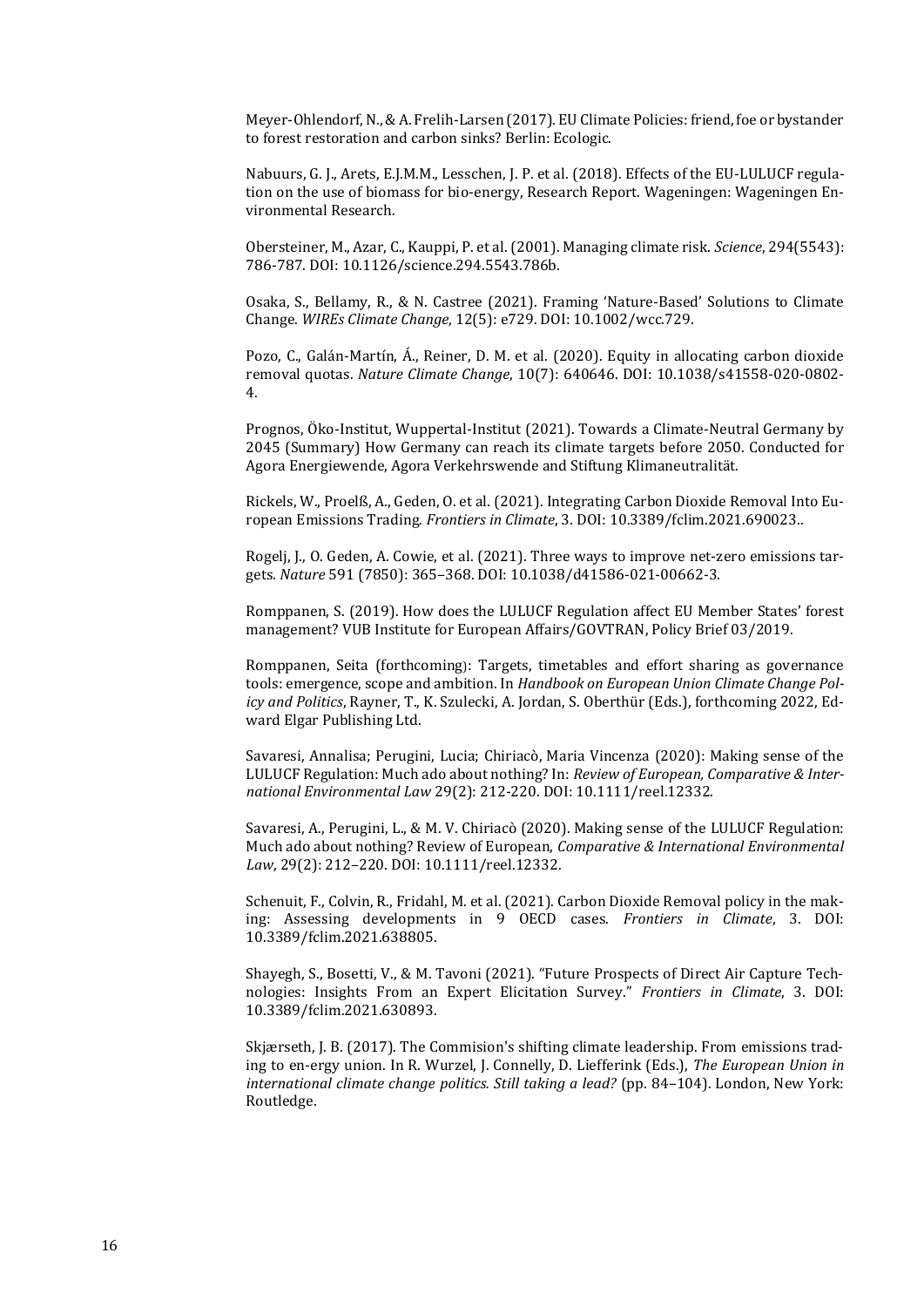Meyer-Ohlendorf, N., & A. Frelih-Larsen (2017). EU Climate Policies: friend, foe or bystander to forest restoration and carbon sinks? Berlin: Ecologic.

Nabuurs, G. J., Arets, E.J.M.M., Lesschen, J. P. et al. (2018). Effects of the EU-LULUCF regulation on the use of biomass for bio-energy, Research Report. Wageningen: Wageningen Environmental Research.

Obersteiner, M., Azar, C., Kauppi, P. et al. (2001). Managing climate risk. *Science*, 294(5543): 786-787. DOI: 10.1126/science.294.5543.786b.

Osaka, S., Bellamy, R., & N. Castree (2021). Framing 'Nature-Based' Solutions to Climate Change. *WIREs Climate Change*, 12(5): e729. DOI: 10.1002/wcc.729.

Pozo, C., Galán-Martín, Á., Reiner, D. M. et al. (2020). Equity in allocating carbon dioxide removal quotas. *Nature Climate Change*, 10(7): 640646. DOI: 10.1038/s41558-020-0802-4.

Prognos, Öko-Institut, Wuppertal-Institut (2021). Towards a Climate-Neutral Germany by 2045 (Summary) How Germany can reach its climate targets before 2050. Conducted for Agora Energiewende, Agora Verkehrswende and Stiftung Klimaneutralität.

Rickels, W., Proelß, A., Geden, O. et al. (2021). Integrating Carbon Dioxide Removal Into European Emissions Trading. *Frontiers in Climate*, 3. DOI: 10.3389/fclim.2021.690023..

Rogelj, J., O. Geden, A. Cowie, et al. (2021). Three ways to improve net-zero emissions targets. *Nature* 591 (7850): 365–368. DOI: 10.1038/d41586-021-00662-3.

Romppanen, S. (2019). How does the LULUCF Regulation affect EU Member States' forest management? VUB Institute for European Affairs/GOVTRAN, Policy Brief 03/2019.

Romppanen, Seita (forthcoming): Targets, timetables and effort sharing as governance tools: emergence, scope and ambition. In *Handbook on European Union Climate Change Policy and Politics*, Rayner, T., K. Szulecki, A. Jordan, S. Oberthür (Eds.), forthcoming 2022, Edward Elgar Publishing Ltd.

Savaresi, Annalisa; Perugini, Lucia; Chiriacò, Maria Vincenza (2020): Making sense of the LULUCF Regulation: Much ado about nothing? In: *Review of European, Comparative & International Environmental Law* 29(2): 212-220. DOI: 10.1111/reel.12332.

Savaresi, A., Perugini, L., & M. V. Chiriacò (2020). Making sense of the LULUCF Regulation: Much ado about nothing? Review of European, *Comparative & International Environmental Law*, 29(2): 212–220. DOI: 10.1111/reel.12332.

Schenuit, F., Colvin, R., Fridahl, M. et al. (2021). Carbon Dioxide Removal policy in the making: Assessing developments in 9 OECD cases. *Frontiers in Climate*, 3. DOI: 10.3389/fclim.2021.638805.

Shayegh, S., Bosetti, V., & M. Tavoni (2021). "Future Prospects of Direct Air Capture Technologies: Insights From an Expert Elicitation Survey." *Frontiers in Climate*, 3. DOI: 10.3389/fclim.2021.630893.

Skjærseth, J. B. (2017). The Commision's shifting climate leadership. From emissions trading to en-ergy union. In R. Wurzel, J. Connelly, D. Liefferink (Eds.), *The European Union in international climate change politics. Still taking a lead?* (pp. 84–104). London, New York: Routledge.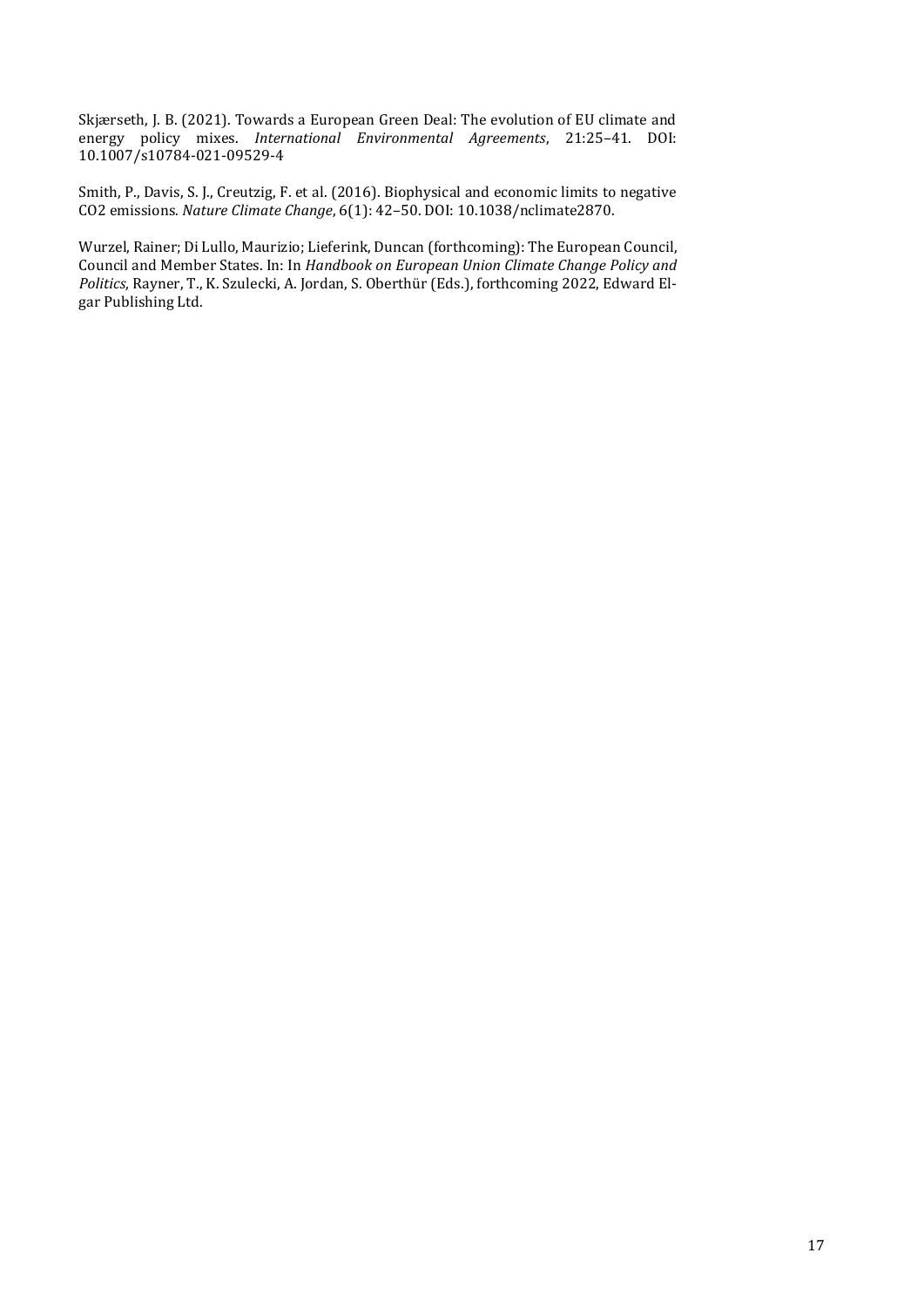Skjærseth, J. B. (2021). Towards a European Green Deal: The evolution of EU climate and energy policy mixes. *International Environmental Agreements*, 21:25–41. DOI: 10.1007/s10784-021-09529-4

Smith, P., Davis, S. J., Creutzig, F. et al. (2016). Biophysical and economic limits to negative CO2 emissions. *Nature Climate Change*, 6(1): 42–50. DOI: 10.1038/nclimate2870.

Wurzel, Rainer; Di Lullo, Maurizio; Lieferink, Duncan (forthcoming): The European Council, Council and Member States. In: In *Handbook on European Union Climate Change Policy and Politics*, Rayner, T., K. Szulecki, A. Jordan, S. Oberthür (Eds.), forthcoming 2022, Edward Elgar Publishing Ltd.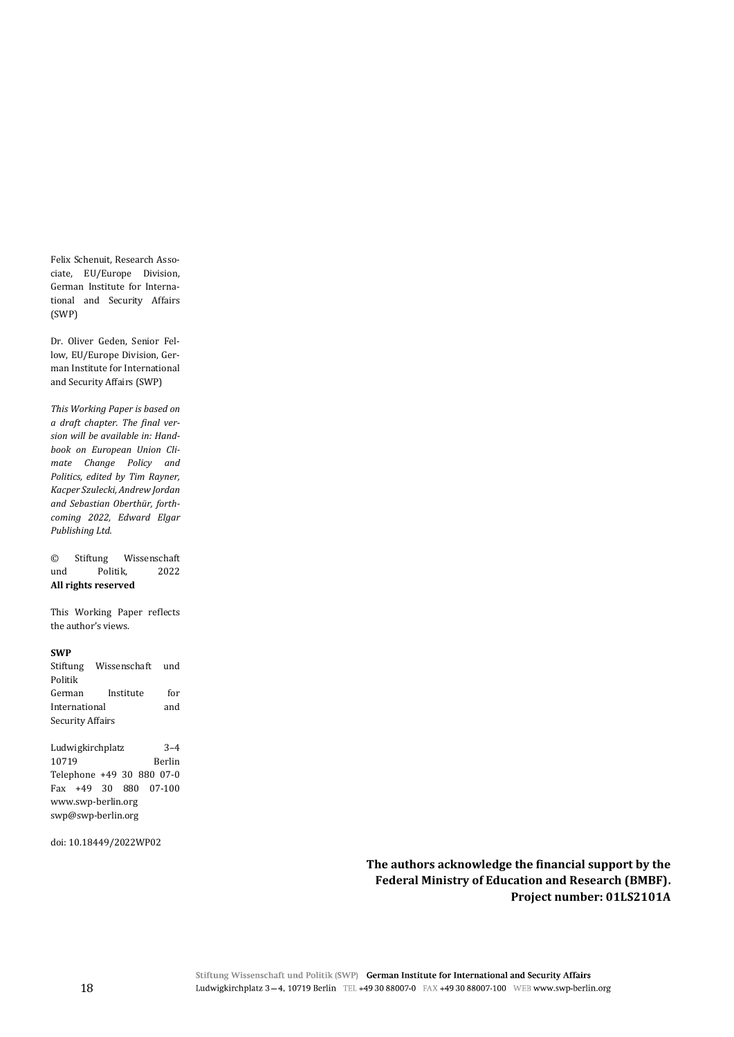Felix Schenuit, Research Associate, EU/Europe Division, German Institute for International and Security Affairs (SWP)

Dr. Oliver Geden, Senior Fellow, EU/Europe Division, German Institute for International and Security Affairs (SWP)

*This Working Paper is based on a draft chapter. The final version will be available in: Handbook on European Union Climate Change Policy and Politics, edited by Tim Rayner, Kacper Szulecki, Andrew Jordan and Sebastian Oberthür, forthcoming 2022, Edward Elgar Publishing Ltd.*

© Stiftung Wissenschaft und Politik, 2022
**All rights reserved**

This Working Paper reflects the author's views.

**SWP**
Stiftung Wissenschaft und Politik
German Institute for International and Security Affairs

Ludwigkirchplatz 3–4
10719 Berlin
Telephone +49 30 880 07-0
Fax +49 30 880 07-100
www.swp-berlin.org
swp@swp-berlin.org

doi: 10.18449/2022WP02

**The authors acknowledge the financial support by the Federal Ministry of Education and Research (BMBF). Project number: 01LS2101A**